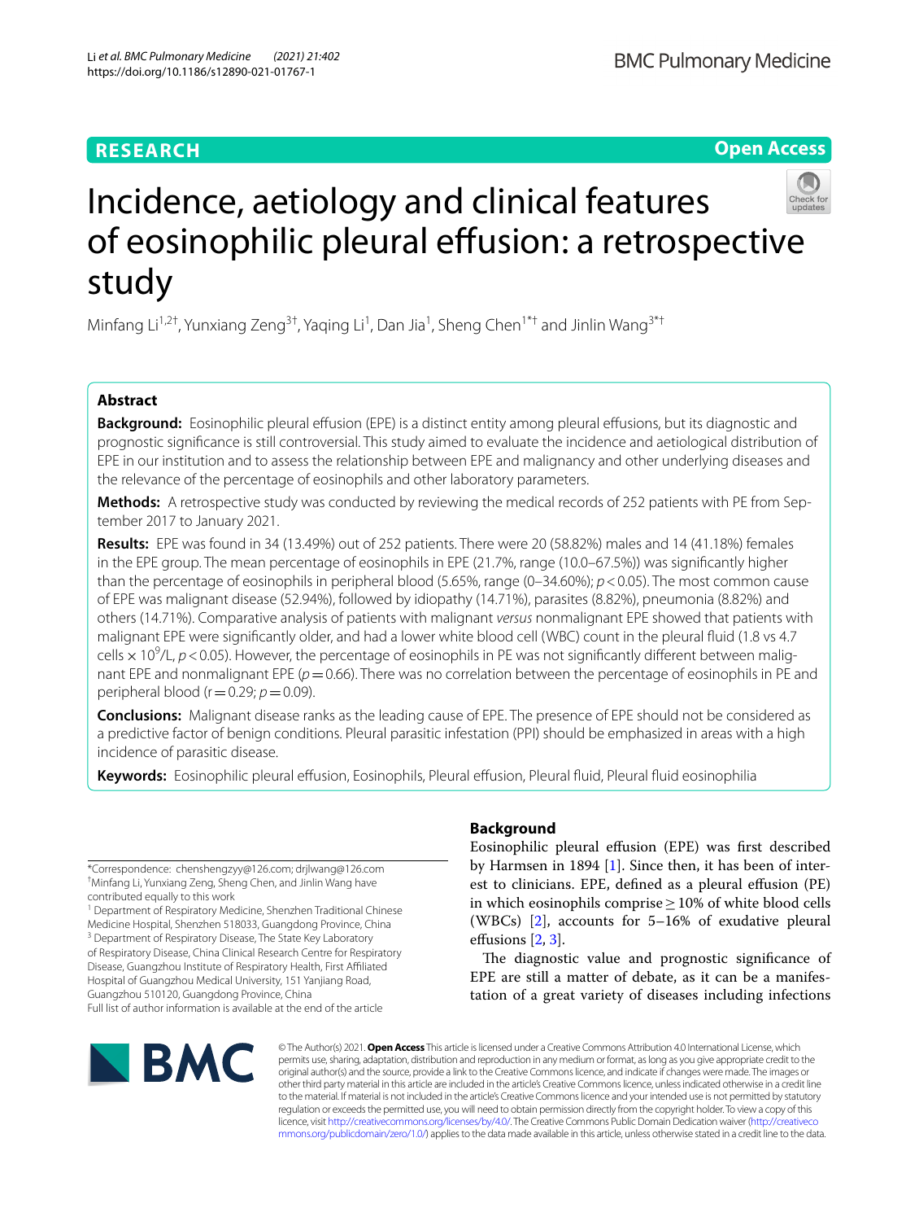**RESEARCH** **Open Access**

# Incidence, aetiology and clinical features of eosinophilic pleural effusion: a retrospective study

Minfang Li[1,2†], Yunxiang Zeng[3†], Yaqing Li[1], Dan Jia[1], Sheng Chen[1*†] and Jinlin Wang[3*†]

## Abstract

**Background:** Eosinophilic pleural effusion (EPE) is a distinct entity among pleural effusions, but its diagnostic and prognostic significance is still controversial. This study aimed to evaluate the incidence and aetiological distribution of EPE in our institution and to assess the relationship between EPE and malignancy and other underlying diseases and the relevance of the percentage of eosinophils and other laboratory parameters.

**Methods:** A retrospective study was conducted by reviewing the medical records of 252 patients with PE from September 2017 to January 2021.

**Results:** EPE was found in 34 (13.49%) out of 252 patients. There were 20 (58.82%) males and 14 (41.18%) females in the EPE group. The mean percentage of eosinophils in EPE (21.7%, range (10.0–67.5%)) was significantly higher than the percentage of eosinophils in peripheral blood (5.65%, range (0–34.60%); $p < 0.05$). The most common cause of EPE was malignant disease (52.94%), followed by idiopathy (14.71%), parasites (8.82%), pneumonia (8.82%) and others (14.71%). Comparative analysis of patients with malignant *versus* nonmalignant EPE showed that patients with malignant EPE were significantly older, and had a lower white blood cell (WBC) count in the pleural fluid (1.8 vs 4.7 cells × $10^9$/L, $p < 0.05$). However, the percentage of eosinophils in PE was not significantly different between malignant EPE and nonmalignant EPE ($p = 0.66$). There was no correlation between the percentage of eosinophils in PE and peripheral blood ($r = 0.29$; $p = 0.09$).

**Conclusions:** Malignant disease ranks as the leading cause of EPE. The presence of EPE should not be considered as a predictive factor of benign conditions. Pleural parasitic infestation (PPI) should be emphasized in areas with a high incidence of parasitic disease.

**Keywords:** Eosinophilic pleural effusion, Eosinophils, Pleural effusion, Pleural fluid, Pleural fluid eosinophilia

*Correspondence: chenshengzyy@126.com; drjlwang@126.com
†Minfang Li, Yunxiang Zeng, Sheng Chen, and Jinlin Wang have contributed equally to this work
[1] Department of Respiratory Medicine, Shenzhen Traditional Chinese Medicine Hospital, Shenzhen 518033, Guangdong Province, China
[3] Department of Respiratory Disease, The State Key Laboratory of Respiratory Disease, China Clinical Research Centre for Respiratory Disease, Guangzhou Institute of Respiratory Health, First Affiliated Hospital of Guangzhou Medical University, 151 Yanjiang Road, Guangzhou 510120, Guangdong Province, China
Full list of author information is available at the end of the article

## Background

Eosinophilic pleural effusion (EPE) was first described by Harmsen in 1894 [1]. Since then, it has been of interest to clinicians. EPE, defined as a pleural effusion (PE) in which eosinophils comprise ≥ 10% of white blood cells (WBCs) [2], accounts for 5–16% of exudative pleural effusions [2, 3].

The diagnostic value and prognostic significance of EPE are still a matter of debate, as it can be a manifestation of a great variety of diseases including infections

© The Author(s) 2021. **Open Access** This article is licensed under a Creative Commons Attribution 4.0 International License, which permits use, sharing, adaptation, distribution and reproduction in any medium or format, as long as you give appropriate credit to the original author(s) and the source, provide a link to the Creative Commons licence, and indicate if changes were made. The images or other third party material in this article are included in the article's Creative Commons licence, unless indicated otherwise in a credit line to the material. If material is not included in the article's Creative Commons licence and your intended use is not permitted by statutory regulation or exceeds the permitted use, you will need to obtain permission directly from the copyright holder. To view a copy of this licence, visit http://creativecommons.org/licenses/by/4.0/. The Creative Commons Public Domain Dedication waiver (http://creativecommons.org/publicdomain/zero/1.0/) applies to the data made available in this article, unless otherwise stated in a credit line to the data.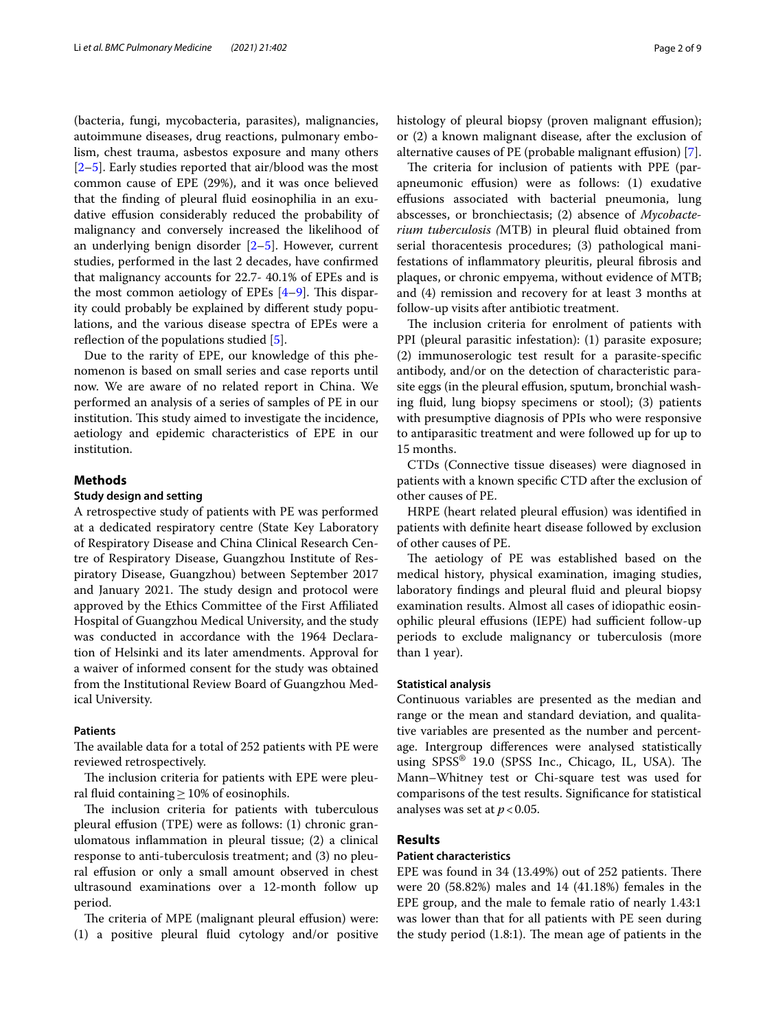(bacteria, fungi, mycobacteria, parasites), malignancies, autoimmune diseases, drug reactions, pulmonary embolism, chest trauma, asbestos exposure and many others [2–5]. Early studies reported that air/blood was the most common cause of EPE (29%), and it was once believed that the finding of pleural fluid eosinophilia in an exudative effusion considerably reduced the probability of malignancy and conversely increased the likelihood of an underlying benign disorder [2–5]. However, current studies, performed in the last 2 decades, have confirmed that malignancy accounts for 22.7- 40.1% of EPEs and is the most common aetiology of EPEs [4–9]. This disparity could probably be explained by different study populations, and the various disease spectra of EPEs were a reflection of the populations studied [5].

Due to the rarity of EPE, our knowledge of this phenomenon is based on small series and case reports until now. We are aware of no related report in China. We performed an analysis of a series of samples of PE in our institution. This study aimed to investigate the incidence, aetiology and epidemic characteristics of EPE in our institution.

## Methods

### Study design and setting

A retrospective study of patients with PE was performed at a dedicated respiratory centre (State Key Laboratory of Respiratory Disease and China Clinical Research Centre of Respiratory Disease, Guangzhou Institute of Respiratory Disease, Guangzhou) between September 2017 and January 2021. The study design and protocol were approved by the Ethics Committee of the First Affiliated Hospital of Guangzhou Medical University, and the study was conducted in accordance with the 1964 Declaration of Helsinki and its later amendments. Approval for a waiver of informed consent for the study was obtained from the Institutional Review Board of Guangzhou Medical University.

### Patients

The available data for a total of 252 patients with PE were reviewed retrospectively.

The inclusion criteria for patients with EPE were pleural fluid containing ≥ 10% of eosinophils.

The inclusion criteria for patients with tuberculous pleural effusion (TPE) were as follows: (1) chronic granulomatous inflammation in pleural tissue; (2) a clinical response to anti-tuberculosis treatment; and (3) no pleural effusion or only a small amount observed in chest ultrasound examinations over a 12-month follow up period.

The criteria of MPE (malignant pleural effusion) were: (1) a positive pleural fluid cytology and/or positive histology of pleural biopsy (proven malignant effusion); or (2) a known malignant disease, after the exclusion of alternative causes of PE (probable malignant effusion) [7].

The criteria for inclusion of patients with PPE (parapneumonic effusion) were as follows: (1) exudative effusions associated with bacterial pneumonia, lung abscesses, or bronchiectasis; (2) absence of *Mycobacterium tuberculosis (*MTB) in pleural fluid obtained from serial thoracentesis procedures; (3) pathological manifestations of inflammatory pleuritis, pleural fibrosis and plaques, or chronic empyema, without evidence of MTB; and (4) remission and recovery for at least 3 months at follow-up visits after antibiotic treatment.

The inclusion criteria for enrolment of patients with PPI (pleural parasitic infestation): (1) parasite exposure; (2) immunoserologic test result for a parasite-specific antibody, and/or on the detection of characteristic parasite eggs (in the pleural effusion, sputum, bronchial washing fluid, lung biopsy specimens or stool); (3) patients with presumptive diagnosis of PPIs who were responsive to antiparasitic treatment and were followed up for up to 15 months.

CTDs (Connective tissue diseases) were diagnosed in patients with a known specific CTD after the exclusion of other causes of PE.

HRPE (heart related pleural effusion) was identified in patients with definite heart disease followed by exclusion of other causes of PE.

The aetiology of PE was established based on the medical history, physical examination, imaging studies, laboratory findings and pleural fluid and pleural biopsy examination results. Almost all cases of idiopathic eosinophilic pleural effusions (IEPE) had sufficient follow-up periods to exclude malignancy or tuberculosis (more than 1 year).

### Statistical analysis

Continuous variables are presented as the median and range or the mean and standard deviation, and qualitative variables are presented as the number and percentage. Intergroup differences were analysed statistically using SPSS® 19.0 (SPSS Inc., Chicago, IL, USA). The Mann–Whitney test or Chi-square test was used for comparisons of the test results. Significance for statistical analyses was set at $p < 0.05$.

## Results

### Patient characteristics

EPE was found in 34 (13.49%) out of 252 patients. There were 20 (58.82%) males and 14 (41.18%) females in the EPE group, and the male to female ratio of nearly 1.43:1 was lower than that for all patients with PE seen during the study period (1.8:1). The mean age of patients in the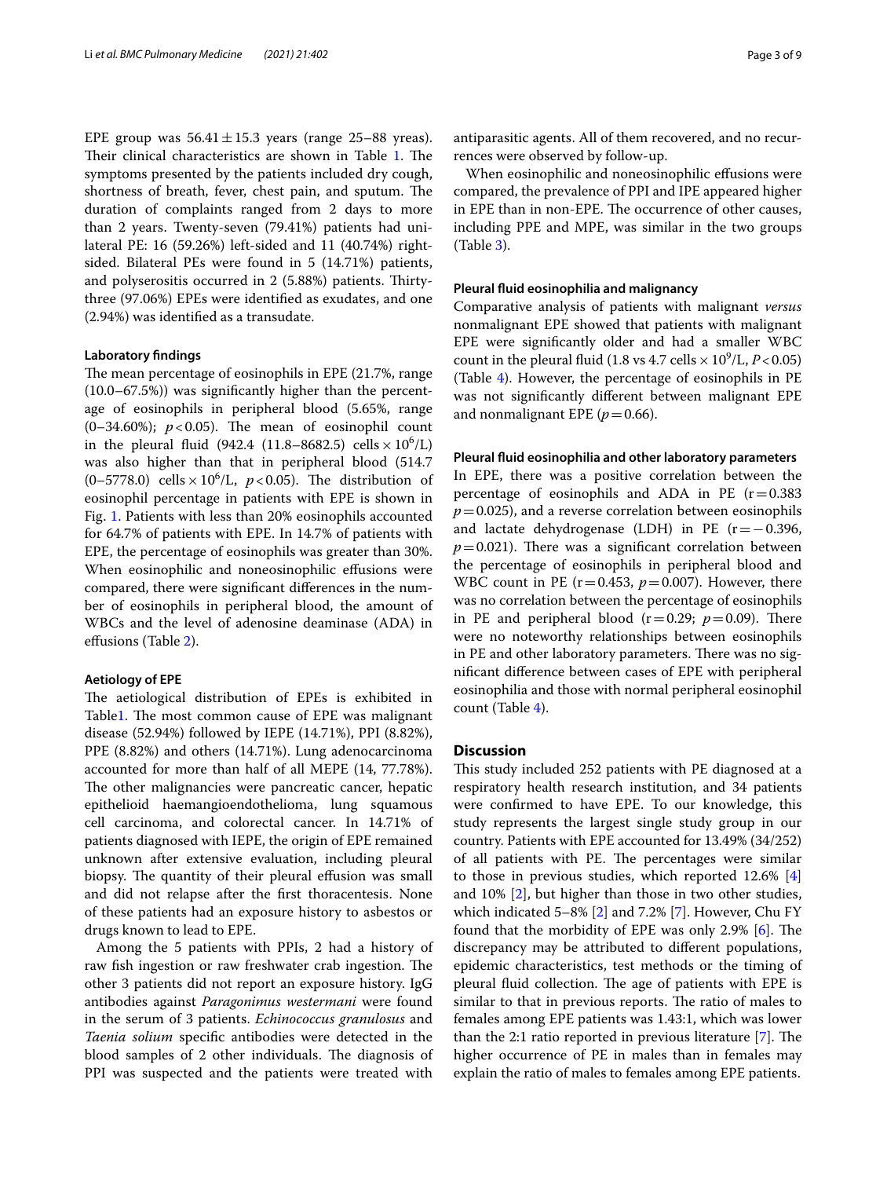EPE group was $56.41 \pm 15.3$ years (range 25–88 yreas). Their clinical characteristics are shown in Table 1. The symptoms presented by the patients included dry cough, shortness of breath, fever, chest pain, and sputum. The duration of complaints ranged from 2 days to more than 2 years. Twenty-seven (79.41%) patients had unilateral PE: 16 (59.26%) left-sided and 11 (40.74%) right-sided. Bilateral PEs were found in 5 (14.71%) patients, and polyserositis occurred in 2 (5.88%) patients. Thirty-three (97.06%) EPEs were identified as exudates, and one (2.94%) was identified as a transudate.

#### Laboratory findings

The mean percentage of eosinophils in EPE (21.7%, range (10.0–67.5%)) was significantly higher than the percentage of eosinophils in peripheral blood (5.65%, range (0–34.60%); $p < 0.05$). The mean of eosinophil count in the pleural fluid (942.4 (11.8–8682.5) cells $\times 10^6$/L) was also higher than that in peripheral blood (514.7 (0–5778.0) cells $\times 10^6$/L, $p < 0.05$). The distribution of eosinophil percentage in patients with EPE is shown in Fig. 1. Patients with less than 20% eosinophils accounted for 64.7% of patients with EPE. In 14.7% of patients with EPE, the percentage of eosinophils was greater than 30%. When eosinophilic and noneosinophilic effusions were compared, there were significant differences in the number of eosinophils in peripheral blood, the amount of WBCs and the level of adenosine deaminase (ADA) in effusions (Table 2).

#### Aetiology of EPE

The aetiological distribution of EPEs is exhibited in Table1. The most common cause of EPE was malignant disease (52.94%) followed by IEPE (14.71%), PPI (8.82%), PPE (8.82%) and others (14.71%). Lung adenocarcinoma accounted for more than half of all MEPE (14, 77.78%). The other malignancies were pancreatic cancer, hepatic epithelioid haemangioendothelioma, lung squamous cell carcinoma, and colorectal cancer. In 14.71% of patients diagnosed with IEPE, the origin of EPE remained unknown after extensive evaluation, including pleural biopsy. The quantity of their pleural effusion was small and did not relapse after the first thoracentesis. None of these patients had an exposure history to asbestos or drugs known to lead to EPE.

Among the 5 patients with PPIs, 2 had a history of raw fish ingestion or raw freshwater crab ingestion. The other 3 patients did not report an exposure history. IgG antibodies against *Paragonimus westermani* were found in the serum of 3 patients. *Echinococcus granulosus* and *Taenia solium* specific antibodies were detected in the blood samples of 2 other individuals. The diagnosis of PPI was suspected and the patients were treated with antiparasitic agents. All of them recovered, and no recurrences were observed by follow-up.

When eosinophilic and noneosinophilic effusions were compared, the prevalence of PPI and IPE appeared higher in EPE than in non-EPE. The occurrence of other causes, including PPE and MPE, was similar in the two groups (Table 3).

#### Pleural fluid eosinophilia and malignancy

Comparative analysis of patients with malignant *versus* nonmalignant EPE showed that patients with malignant EPE were significantly older and had a smaller WBC count in the pleural fluid (1.8 vs 4.7 cells $\times 10^9$/L, $P < 0.05$) (Table 4). However, the percentage of eosinophils in PE was not significantly different between malignant EPE and nonmalignant EPE ($p = 0.66$).

#### Pleural fluid eosinophilia and other laboratory parameters

In EPE, there was a positive correlation between the percentage of eosinophils and ADA in PE ($r = 0.383$ $p = 0.025$), and a reverse correlation between eosinophils and lactate dehydrogenase (LDH) in PE ($r = -0.396$, $p = 0.021$). There was a significant correlation between the percentage of eosinophils in peripheral blood and WBC count in PE ($r = 0.453$, $p = 0.007$). However, there was no correlation between the percentage of eosinophils in PE and peripheral blood ($r = 0.29$; $p = 0.09$). There were no noteworthy relationships between eosinophils in PE and other laboratory parameters. There was no significant difference between cases of EPE with peripheral eosinophilia and those with normal peripheral eosinophil count (Table 4).

## Discussion

This study included 252 patients with PE diagnosed at a respiratory health research institution, and 34 patients were confirmed to have EPE. To our knowledge, this study represents the largest single study group in our country. Patients with EPE accounted for 13.49% (34/252) of all patients with PE. The percentages were similar to those in previous studies, which reported 12.6% [4] and 10% [2], but higher than those in two other studies, which indicated 5–8% [2] and 7.2% [7]. However, Chu FY found that the morbidity of EPE was only 2.9% [6]. The discrepancy may be attributed to different populations, epidemic characteristics, test methods or the timing of pleural fluid collection. The age of patients with EPE is similar to that in previous reports. The ratio of males to females among EPE patients was 1.43:1, which was lower than the 2:1 ratio reported in previous literature [7]. The higher occurrence of PE in males than in females may explain the ratio of males to females among EPE patients.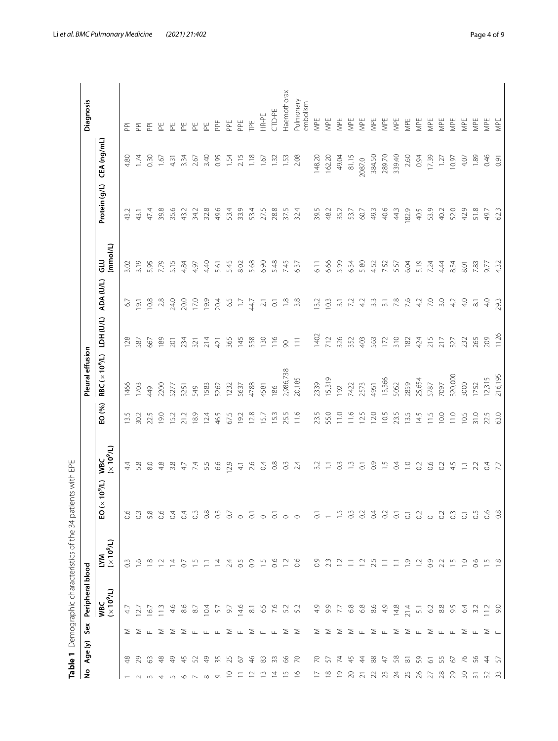**Table 1** Demographic characteristics of the 34 patients with EPE

| No | Age (y) | Sex | Peripheral blood | | | | Pleural effusion | | | | | | | Diagnosis |
|---|---|---|---|---|---|---|---|---|---|---|---|---|---|---|
| | | | WBC ($\times 10^9$/L) | LYM ($\times 10^9$/L) | EO ($\times 10^9$/L) | WBC ($\times 10^9$/L) | EO (%) | RBC ($\times 10^6$/L) | LDH (U/L) | ADA (U/L) | GLU (mmol/L) | Protein (g/L) | CEA (ng/mL) | |
| 1 | 48 | M | 4.7 | 0.3 | 0.6 | 4.4 | 13.5 | 1466 | 128 | 6.7 | 3.02 | 43.2 | 4.80 | PPI |
| 2 | 29 | M | 12.7 | 1.6 | 0.3 | 5.8 | 30.2 | 1703 | 587 | 19.1 | 3.19 | 43.1 | 1.74 | PPI |
| 3 | 63 | F | 16.7 | 1.8 | 5.8 | 8.0 | 22.5 | 449 | 667 | 10.8 | 5.95 | 47.4 | 0.30 | PPI |
| 4 | 48 | M | 11.3 | 1.2 | 0.6 | 4.8 | 19.0 | 2200 | 189 | 2.8 | 7.79 | 39.8 | 1.67 | IPE |
| 5 | 49 | M | 4.6 | 1.4 | 0.4 | 3.8 | 15.2 | 5277 | 201 | 24.0 | 5.15 | 35.6 | 4.31 | IPE |
| 6 | 45 | M | 8.6 | 0.7 | 0.4 | 4.7 | 21.2 | 3251 | 234 | 20.0 | 4.84 | 43.2 | 3.34 | IPE |
| 7 | 52 | F | 8.7 | 1.5 | 0.3 | 7.4 | 18.9 | 549 | 321 | 17.0 | 4.97 | 34.2 | 2.67 | IPE |
| 8 | 49 | F | 10.4 | 1.1 | 0.8 | 5.5 | 12.4 | 1583 | 214 | 19.9 | 4.40 | 32.8 | 3.40 | IPE |
| 9 | 35 | F | 5.7 | 1.4 | 0.3 | 6.6 | 46.5 | 5262 | 421 | 20.4 | 5.61 | 49.6 | 0.95 | PPE |
| 10 | 25 | M | 9.7 | 2.4 | 0.7 | 12.9 | 67.5 | 1232 | 365 | 6.5 | 5.45 | 53.4 | 1.54 | PPE |
| 11 | 67 | F | 14.6 | 0.5 | 0 | 4.1 | 19.2 | 5637 | 145 | 1.7 | 8.02 | 33.9 | 2.15 | PPE |
| 12 | 46 | M | 8.1 | 0.9 | 0.1 | 2.6 | 12.8 | 4788 | 558 | 44.7 | 5.68 | 53.4 | 1.18 | TPE |
| 13 | 83 | F | 6.5 | 1.5 | 0 | 0.4 | 15.7 | 4581 | 130 | 2.1 | 6.90 | 27.5 | 1.67 | HR-PE |
| 14 | 33 | F | 7.6 | 0.6 | 0.1 | 0.8 | 15.3 | 186 | 116 | 0.1 | 5.48 | 28.8 | 1.32 | CTD-PE |
| 15 | 66 | M | 5.2 | 1.2 | 0 | 0.3 | 25.5 | 2,986,738 | 90 | 1.8 | 7.45 | 37.5 | 1.53 | Haemothorax |
| 16 | 70 | M | 5.2 | 0.6 | 0 | 2.4 | 11.6 | 20,185 | 111 | 3.8 | 6.37 | 32.4 | 2.08 | Pulmonary embolism |
| 17 | 70 | M | 4.9 | 0.9 | 0.1 | 3.2 | 23.5 | 2339 | 1402 | 13.2 | 6.11 | 39.5 | 148.20 | MPE |
| 18 | 57 | M | 9.9 | 2.3 | 1 | 1.1 | 55.0 | 15,319 | 712 | 10.3 | 6.66 | 48.2 | 162.20 | MPE |
| 19 | 74 | M | 7.7 | 1.2 | 1.5 | 0.3 | 11.0 | 192 | 326 | 3.1 | 5.99 | 35.2 | 49.04 | MPE |
| 20 | 45 | M | 6.8 | 1.1 | 0.3 | 1.3 | 11.6 | 7422 | 352 | 7.2 | 6.34 | 53.7 | 81.15 | MPE |
| 21 | 44 | F | 6.8 | 1.2 | 0.2 | 0.1 | 12.5 | 2573 | 403 | 4.2 | 5.80 | 60.7 | 2087.0 | MPE |
| 22 | 88 | M | 8.6 | 2.5 | 0.4 | 0.9 | 12.0 | 4951 | 563 | 3.3 | 4.52 | 49.3 | 384.50 | MPE |
| 23 | 47 | F | 4.9 | 1.1 | 0.2 | 1.5 | 10.5 | 13,366 | 172 | 3.1 | 7.52 | 40.6 | 289.70 | MPE |
| 24 | 58 | M | 14.8 | 1.1 | 0.1 | 0.4 | 23.5 | 5052 | 310 | 7.8 | 5.57 | 44.3 | 339.40 | MPE |
| 25 | 81 | M | 21.4 | 1.9 | 0.1 | 1.0 | 13.5 | 2859 | 182 | 7.6 | 6.04 | 182.9 | 2.60 | MPE |
| 26 | 59 | F | 5.1 | 1.2 | 0.2 | 0.2 | 14.5 | 25,654 | 424 | 4.2 | 5.19 | 40.5 | 0.94 | MPE |
| 27 | 61 | M | 6.2 | 0.9 | 0 | 0.6 | 11.5 | 5787 | 215 | 7.0 | 7.24 | 53.9 | 17.39 | MPE |
| 28 | 55 | F | 8.8 | 2.2 | 0.2 | 0.2 | 10.0 | 7097 | 217 | 3.0 | 4.44 | 40.2 | 1.27 | MPE |
| 29 | 67 | F | 9.5 | 1.5 | 0.3 | 4.5 | 11.0 | 320,000 | 327 | 4.2 | 8.34 | 52.0 | 10.97 | MPE |
| 30 | 76 | M | 6.4 | 1.0 | 0.1 | 1.1 | 10.5 | 3000 | 232 | 4.0 | 8.01 | 42.9 | 4.07 | MPE |
| 31 | 56 | F | 3.2 | 0.6 | 0.5 | 2.2 | 31.0 | 1752 | 265 | 8.1 | 7.83 | 51.8 | 1.89 | MPE |
| 32 | 44 | M | 11.2 | 1.5 | 0.6 | 0.4 | 22.5 | 12,315 | 209 | 4.0 | 9.77 | 49.7 | 0.46 | MPE |
| 33 | 57 | F | 9.0 | 1.8 | 0.8 | 7.7 | 63.0 | 216,195 | 1126 | 29.3 | 4.32 | 62.3 | 0.91 | MPE |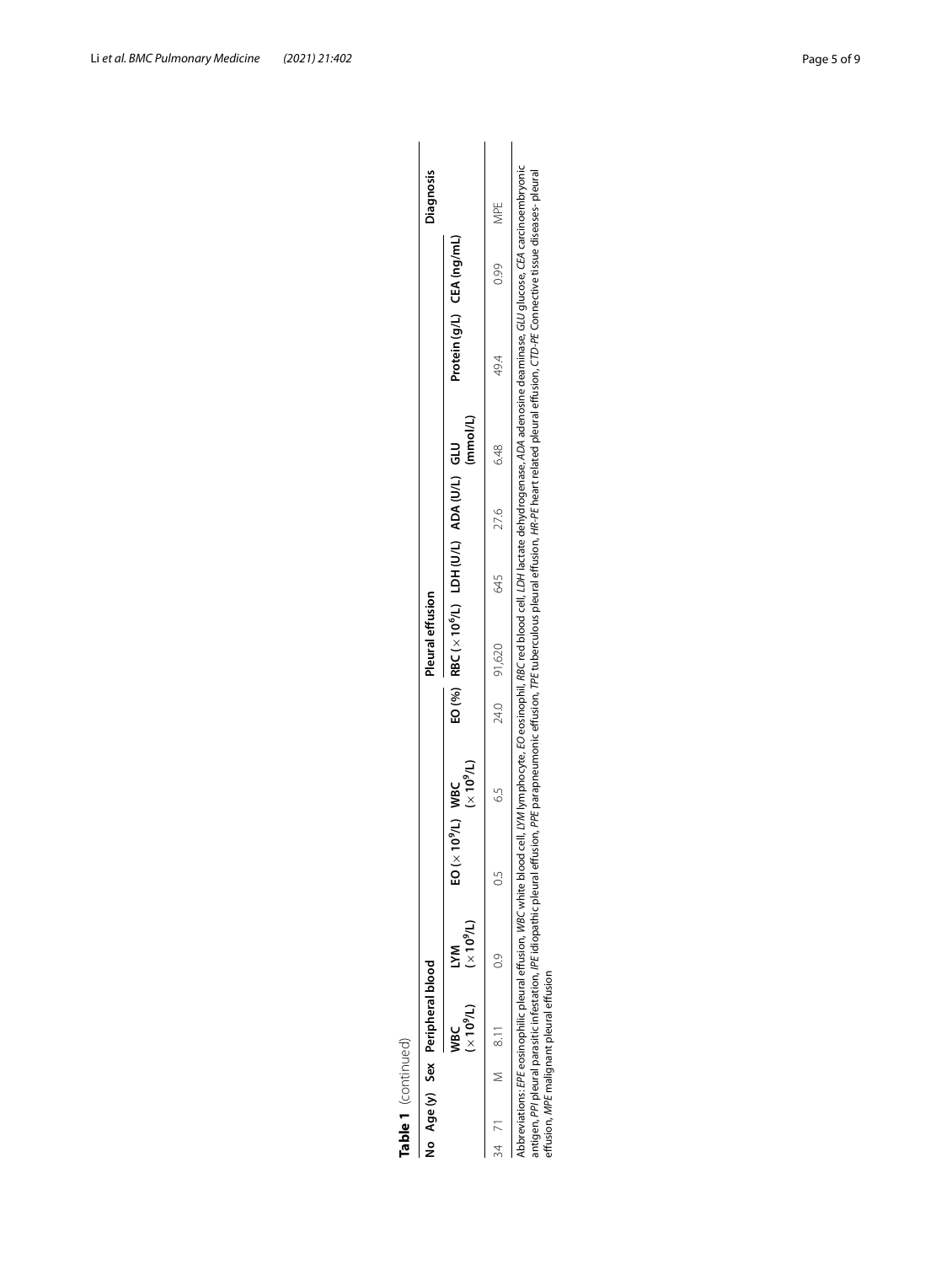**Table 1** (continued)

| No | Age (y) | Sex | Peripheral blood | | | | Pleural effusion | | | | | | | | Diagnosis |
|---|---|---|---|---|---|---|---|---|---|---|---|---|---|---|---|
| | | | WBC ($\times 10^9$/L) | LYM ($\times 10^9$/L) | EO ($\times 10^9$/L) | WBC ($\times 10^9$/L) | EO (%) | RBC ($\times 10^6$/L) | LDH (U/L) | ADA (U/L) | GLU (mmol/L) | Protein (g/L) | CEA (ng/mL) | | |
| 34 | 71 | M | 8.11 | 0.9 | 0.5 | 6.5 | 24.0 | 91,620 | 645 | 27.6 | 6.48 | 49.4 | 0.99 | | MPE |

Abbreviations: *EPE* eosinophilic pleural effusion, *WBC* white blood cell, *LYM* lymphocyte, *EO* eosinophil, *RBC* red blood cell, *LDH* lactate dehydrogenase, *ADA* adenosine deaminase, *GLU* glucose, *CEA* carcinoembryonic antigen, *PPI* pleural parasitic infestation, *IPE* idiopathic pleural effusion, *PPE* parapneumonic effusion, *TPE* tuberculous pleural effusion, *HR-PE* heart related pleural effusion, *CTD-PE* Connective tissue diseases- pleural effusion, *MPE* malignant pleural effusion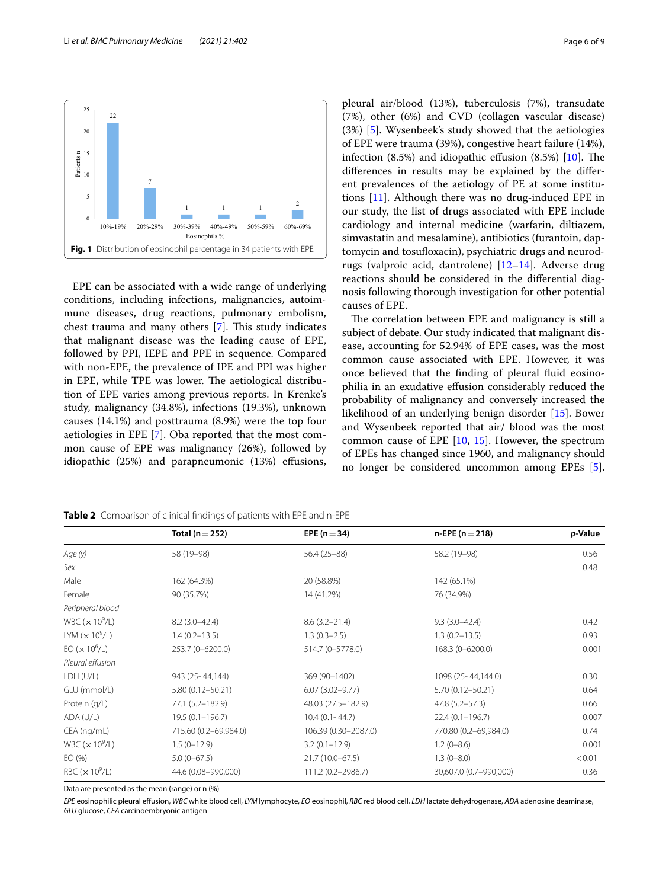Fig. 1 Distribution of eosinophil percentage in 34 patients with EPE

EPE can be associated with a wide range of underlying conditions, including infections, malignancies, autoimmune diseases, drug reactions, pulmonary embolism, chest trauma and many others [7]. This study indicates that malignant disease was the leading cause of EPE, followed by PPI, IEPE and PPE in sequence. Compared with non-EPE, the prevalence of IPE and PPI was higher in EPE, while TPE was lower. The aetiological distribution of EPE varies among previous reports. In Krenke's study, malignancy (34.8%), infections (19.3%), unknown causes (14.1%) and posttrauma (8.9%) were the top four aetiologies in EPE [7]. Oba reported that the most common cause of EPE was malignancy (26%), followed by idiopathic (25%) and parapneumonic (13%) effusions, pleural air/blood (13%), tuberculosis (7%), transudate (7%), other (6%) and CVD (collagen vascular disease) (3%) [5]. Wysenbeek's study showed that the aetiologies of EPE were trauma (39%), congestive heart failure (14%), infection (8.5%) and idiopathic effusion (8.5%) [10]. The differences in results may be explained by the different prevalences of the aetiology of PE at some institutions [11]. Although there was no drug-induced EPE in our study, the list of drugs associated with EPE include cardiology and internal medicine (warfarin, diltiazem, simvastatin and mesalamine), antibiotics (furantoin, daptomycin and tosufloxacin), psychiatric drugs and neurodrugs (valproic acid, dantrolene) [12–14]. Adverse drug reactions should be considered in the differential diagnosis following thorough investigation for other potential causes of EPE.

The correlation between EPE and malignancy is still a subject of debate. Our study indicated that malignant disease, accounting for 52.94% of EPE cases, was the most common cause associated with EPE. However, it was once believed that the finding of pleural fluid eosinophilia in an exudative effusion considerably reduced the probability of malignancy and conversely increased the likelihood of an underlying benign disorder [15]. Bower and Wysenbeek reported that air/ blood was the most common cause of EPE [10, 15]. However, the spectrum of EPEs has changed since 1960, and malignancy should no longer be considered uncommon among EPEs [5].

**Table 2** Comparison of clinical findings of patients with EPE and n-EPE

| | Total (n = 252) | EPE (n = 34) | n-EPE (n = 218) | *p*-Value |
|---|---|---|---|---|
| *Age (y)* | 58 (19–98) | 56.4 (25–88) | 58.2 (19–98) | 0.56 |
| *Sex* | | | | 0.48 |
| Male | 162 (64.3%) | 20 (58.8%) | 142 (65.1%) | |
| Female | 90 (35.7%) | 14 (41.2%) | 76 (34.9%) | |
| *Peripheral blood* | | | | |
| WBC ($\times 10^9$/L) | 8.2 (3.0–42.4) | 8.6 (3.2–21.4) | 9.3 (3.0–42.4) | 0.42 |
| LYM ($\times 10^9$/L) | 1.4 (0.2–13.5) | 1.3 (0.3–2.5) | 1.3 (0.2–13.5) | 0.93 |
| EO ($\times 10^6$/L) | 253.7 (0–6200.0) | 514.7 (0–5778.0) | 168.3 (0–6200.0) | 0.001 |
| *Pleural effusion* | | | | |
| LDH (U/L) | 943 (25- 44,144) | 369 (90–1402) | 1098 (25- 44,144.0) | 0.30 |
| GLU (mmol/L) | 5.80 (0.12–50.21) | 6.07 (3.02–9.77) | 5.70 (0.12–50.21) | 0.64 |
| Protein (g/L) | 77.1 (5.2–182.9) | 48.03 (27.5–182.9) | 47.8 (5.2–57.3) | 0.66 |
| ADA (U/L) | 19.5 (0.1–196.7) | 10.4 (0.1- 44.7) | 22.4 (0.1–196.7) | 0.007 |
| CEA (ng/mL) | 715.60 (0.2–69,984.0) | 106.39 (0.30–2087.0) | 770.80 (0.2–69,984.0) | 0.74 |
| WBC ($\times 10^9$/L) | 1.5 (0–12.9) | 3.2 (0.1–12.9) | 1.2 (0–8.6) | 0.001 |
| EO (%) | 5.0 (0–67.5) | 21.7 (10.0–67.5) | 1.3 (0–8.0) | < 0.01 |
| RBC ($\times 10^9$/L) | 44.6 (0.08–990,000) | 111.2 (0.2–2986.7) | 30,607.0 (0.7–990,000) | 0.36 |

Data are presented as the mean (range) or n (%)

*EPE* eosinophilic pleural effusion, *WBC* white blood cell, *LYM* lymphocyte, *EO* eosinophil, *RBC* red blood cell, *LDH* lactate dehydrogenase, *ADA* adenosine deaminase, *GLU* glucose, *CEA* carcinoembryonic antigen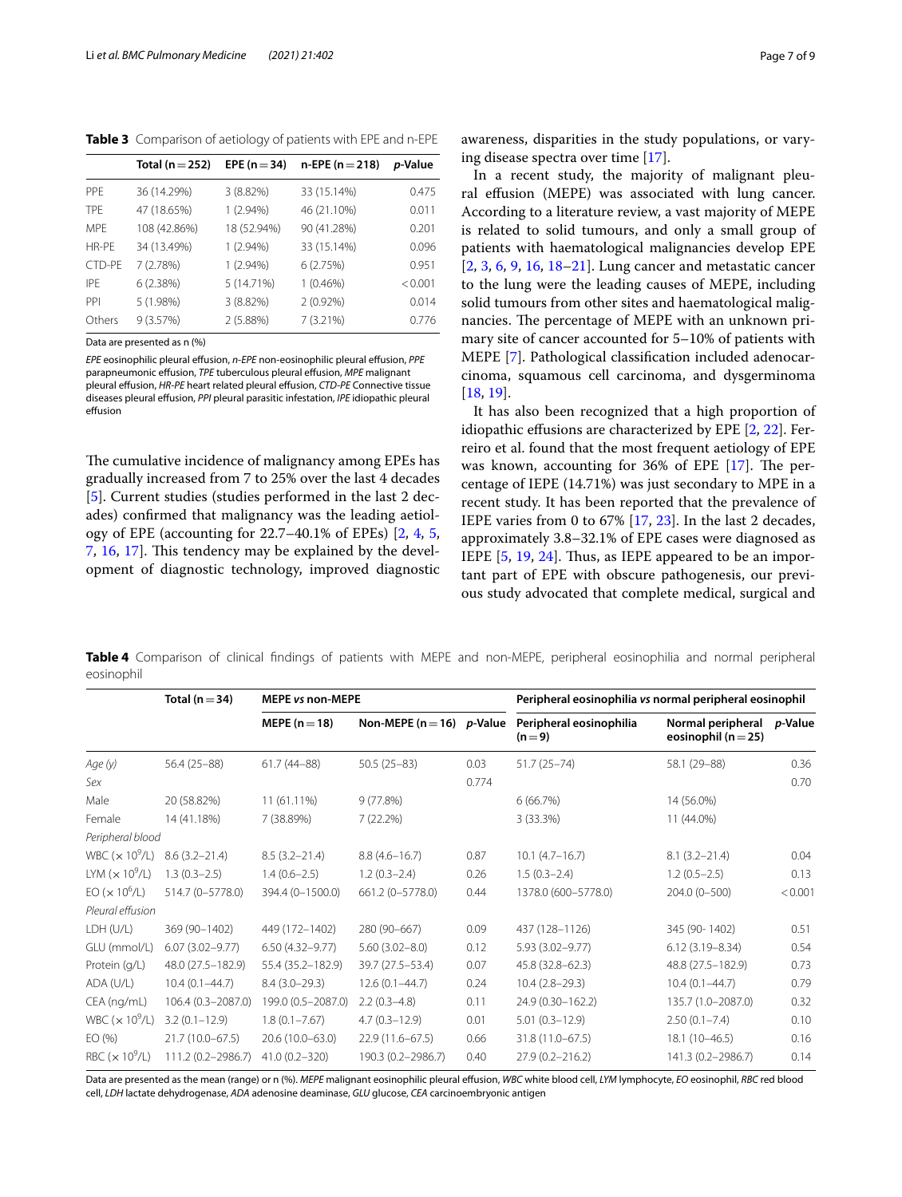**Table 3** Comparison of aetiology of patients with EPE and n-EPE

| | Total (n = 252) | EPE (n = 34) | n-EPE (n = 218) | *p*-Value |
|---|---|---|---|---|
| PPE | 36 (14.29%) | 3 (8.82%) | 33 (15.14%) | 0.475 |
| TPE | 47 (18.65%) | 1 (2.94%) | 46 (21.10%) | 0.011 |
| MPE | 108 (42.86%) | 18 (52.94%) | 90 (41.28%) | 0.201 |
| HR-PE | 34 (13.49%) | 1 (2.94%) | 33 (15.14%) | 0.096 |
| CTD-PE | 7 (2.78%) | 1 (2.94%) | 6 (2.75%) | 0.951 |
| IPE | 6 (2.38%) | 5 (14.71%) | 1 (0.46%) | < 0.001 |
| PPI | 5 (1.98%) | 3 (8.82%) | 2 (0.92%) | 0.014 |
| Others | 9 (3.57%) | 2 (5.88%) | 7 (3.21%) | 0.776 |

Data are presented as n (%)

*EPE* eosinophilic pleural effusion, *n-EPE* non-eosinophilic pleural effusion, *PPE* parapneumonic effusion, *TPE* tuberculous pleural effusion, *MPE* malignant pleural effusion, *HR-PE* heart related pleural effusion, *CTD-PE* Connective tissue diseases pleural effusion, *PPI* pleural parasitic infestation, *IPE* idiopathic pleural effusion

The cumulative incidence of malignancy among EPEs has gradually increased from 7 to 25% over the last 4 decades [5]. Current studies (studies performed in the last 2 decades) confirmed that malignancy was the leading aetiology of EPE (accounting for 22.7–40.1% of EPEs) [2, 4, 5, 7, 16, 17]. This tendency may be explained by the development of diagnostic technology, improved diagnostic awareness, disparities in the study populations, or varying disease spectra over time [17].

In a recent study, the majority of malignant pleural effusion (MEPE) was associated with lung cancer. According to a literature review, a vast majority of MEPE is related to solid tumours, and only a small group of patients with haematological malignancies develop EPE [2, 3, 6, 9, 16, 18–21]. Lung cancer and metastatic cancer to the lung were the leading causes of MEPE, including solid tumours from other sites and haematological malignancies. The percentage of MEPE with an unknown primary site of cancer accounted for 5–10% of patients with MEPE [7]. Pathological classification included adenocarcinoma, squamous cell carcinoma, and dysgerminoma [18, 19].

It has also been recognized that a high proportion of idiopathic effusions are characterized by EPE [2, 22]. Ferreiro et al. found that the most frequent aetiology of EPE was known, accounting for 36% of EPE [17]. The percentage of IEPE (14.71%) was just secondary to MPE in a recent study. It has been reported that the prevalence of IEPE varies from 0 to 67% [17, 23]. In the last 2 decades, approximately 3.8–32.1% of EPE cases were diagnosed as IEPE [5, 19, 24]. Thus, as IEPE appeared to be an important part of EPE with obscure pathogenesis, our previous study advocated that complete medical, surgical and

**Table 4** Comparison of clinical findings of patients with MEPE and non-MEPE, peripheral eosinophilia and normal peripheral eosinophil

| | Total (n = 34) | MEPE *vs* non-MEPE | | | Peripheral eosinophilia *vs* normal peripheral eosinophil | | |
|---|---|---|---|---|---|---|---|
| | | MEPE (n = 18) | Non-MEPE (n = 16) | *p*-Value | Peripheral eosinophilia (n = 9) | Normal peripheral eosinophil (n = 25) | *p*-Value |
| *Age (y)* | 56.4 (25–88) | 61.7 (44–88) | 50.5 (25–83) | 0.03 | 51.7 (25–74) | 58.1 (29–88) | 0.36 |
| *Sex* | | | | 0.774 | | | 0.70 |
| Male | 20 (58.82%) | 11 (61.11%) | 9 (77.8%) | | 6 (66.7%) | 14 (56.0%) | |
| Female | 14 (41.18%) | 7 (38.89%) | 7 (22.2%) | | 3 (33.3%) | 11 (44.0%) | |
| *Peripheral blood* | | | | | | | |
| WBC ($\times 10^9$/L) | 8.6 (3.2–21.4) | 8.5 (3.2–21.4) | 8.8 (4.6–16.7) | 0.87 | 10.1 (4.7–16.7) | 8.1 (3.2–21.4) | 0.04 |
| LYM ($\times 10^9$/L) | 1.3 (0.3–2.5) | 1.4 (0.6–2.5) | 1.2 (0.3–2.4) | 0.26 | 1.5 (0.3–2.4) | 1.2 (0.5–2.5) | 0.13 |
| EO ($\times 10^6$/L) | 514.7 (0–5778.0) | 394.4 (0–1500.0) | 661.2 (0–5778.0) | 0.44 | 1378.0 (600–5778.0) | 204.0 (0–500) | < 0.001 |
| *Pleural effusion* | | | | | | | |
| LDH (U/L) | 369 (90–1402) | 449 (172–1402) | 280 (90–667) | 0.09 | 437 (128–1126) | 345 (90- 1402) | 0.51 |
| GLU (mmol/L) | 6.07 (3.02–9.77) | 6.50 (4.32–9.77) | 5.60 (3.02–8.0) | 0.12 | 5.93 (3.02–9.77) | 6.12 (3.19–8.34) | 0.54 |
| Protein (g/L) | 48.0 (27.5–182.9) | 55.4 (35.2–182.9) | 39.7 (27.5–53.4) | 0.07 | 45.8 (32.8–62.3) | 48.8 (27.5–182.9) | 0.73 |
| ADA (U/L) | 10.4 (0.1–44.7) | 8.4 (3.0–29.3) | 12.6 (0.1–44.7) | 0.24 | 10.4 (2.8–29.3) | 10.4 (0.1–44.7) | 0.79 |
| CEA (ng/mL) | 106.4 (0.3–2087.0) | 199.0 (0.5–2087.0) | 2.2 (0.3–4.8) | 0.11 | 24.9 (0.30–162.2) | 135.7 (1.0–2087.0) | 0.32 |
| WBC ($\times 10^9$/L) | 3.2 (0.1–12.9) | 1.8 (0.1–7.67) | 4.7 (0.3–12.9) | 0.01 | 5.01 (0.3–12.9) | 2.50 (0.1–7.4) | 0.10 |
| EO (%) | 21.7 (10.0–67.5) | 20.6 (10.0–63.0) | 22.9 (11.6–67.5) | 0.66 | 31.8 (11.0–67.5) | 18.1 (10–46.5) | 0.16 |
| RBC ($\times 10^9$/L) | 111.2 (0.2–2986.7) | 41.0 (0.2–320) | 190.3 (0.2–2986.7) | 0.40 | 27.9 (0.2–216.2) | 141.3 (0.2–2986.7) | 0.14 |

Data are presented as the mean (range) or n (%). *MEPE* malignant eosinophilic pleural effusion, *WBC* white blood cell, *LYM* lymphocyte, *EO* eosinophil, *RBC* red blood cell, *LDH* lactate dehydrogenase, *ADA* adenosine deaminase, *GLU* glucose, *CEA* carcinoembryonic antigen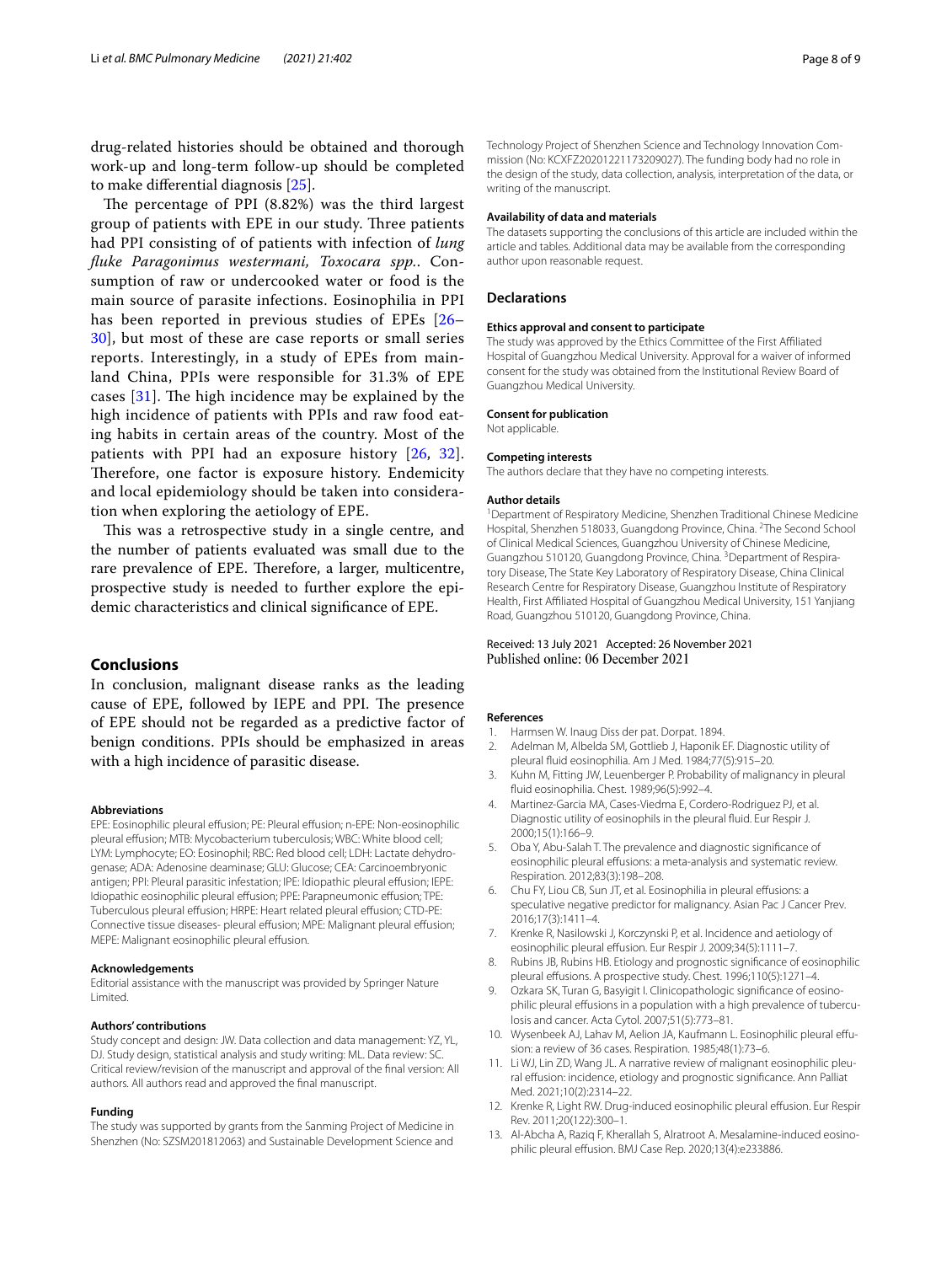drug-related histories should be obtained and thorough work-up and long-term follow-up should be completed to make differential diagnosis [25].

The percentage of PPI (8.82%) was the third largest group of patients with EPE in our study. Three patients had PPI consisting of of patients with infection of *lung fluke Paragonimus westermani, Toxocara spp.*. Consumption of raw or undercooked water or food is the main source of parasite infections. Eosinophilia in PPI has been reported in previous studies of EPEs [26–30], but most of these are case reports or small series reports. Interestingly, in a study of EPEs from mainland China, PPIs were responsible for 31.3% of EPE cases [31]. The high incidence may be explained by the high incidence of patients with PPIs and raw food eating habits in certain areas of the country. Most of the patients with PPI had an exposure history [26, 32]. Therefore, one factor is exposure history. Endemicity and local epidemiology should be taken into consideration when exploring the aetiology of EPE.

This was a retrospective study in a single centre, and the number of patients evaluated was small due to the rare prevalence of EPE. Therefore, a larger, multicentre, prospective study is needed to further explore the epidemic characteristics and clinical significance of EPE.

## Conclusions

In conclusion, malignant disease ranks as the leading cause of EPE, followed by IEPE and PPI. The presence of EPE should not be regarded as a predictive factor of benign conditions. PPIs should be emphasized in areas with a high incidence of parasitic disease.

#### Abbreviations

EPE: Eosinophilic pleural effusion; PE: Pleural effusion; n-EPE: Non-eosinophilic pleural effusion; MTB: Mycobacterium tuberculosis; WBC: White blood cell; LYM: Lymphocyte; EO: Eosinophil; RBC: Red blood cell; LDH: Lactate dehydrogenase; ADA: Adenosine deaminase; GLU: Glucose; CEA: Carcinoembryonic antigen; PPI: Pleural parasitic infestation; IPE: Idiopathic pleural effusion; IEPE: Idiopathic eosinophilic pleural effusion; PPE: Parapneumonic effusion; TPE: Tuberculous pleural effusion; HRPE: Heart related pleural effusion; CTD-PE: Connective tissue diseases- pleural effusion; MPE: Malignant pleural effusion; MEPE: Malignant eosinophilic pleural effusion.

#### Acknowledgements

Editorial assistance with the manuscript was provided by Springer Nature Limited.

#### Authors' contributions

Study concept and design: JW. Data collection and data management: YZ, YL, DJ. Study design, statistical analysis and study writing: ML. Data review: SC. Critical review/revision of the manuscript and approval of the final version: All authors. All authors read and approved the final manuscript.

#### Funding

The study was supported by grants from the Sanming Project of Medicine in Shenzhen (No: SZSM201812063) and Sustainable Development Science and Technology Project of Shenzhen Science and Technology Innovation Commission (No: KCXFZ20201221173209027). The funding body had no role in the design of the study, data collection, analysis, interpretation of the data, or writing of the manuscript.

#### Availability of data and materials

The datasets supporting the conclusions of this article are included within the article and tables. Additional data may be available from the corresponding author upon reasonable request.

## Declarations

#### Ethics approval and consent to participate

The study was approved by the Ethics Committee of the First Affiliated Hospital of Guangzhou Medical University. Approval for a waiver of informed consent for the study was obtained from the Institutional Review Board of Guangzhou Medical University.

#### Consent for publication

Not applicable.

#### Competing interests

The authors declare that they have no competing interests.

#### Author details

[1] Department of Respiratory Medicine, Shenzhen Traditional Chinese Medicine Hospital, Shenzhen 518033, Guangdong Province, China. [2] The Second School of Clinical Medical Sciences, Guangzhou University of Chinese Medicine, Guangzhou 510120, Guangdong Province, China. [3] Department of Respiratory Disease, The State Key Laboratory of Respiratory Disease, China Clinical Research Centre for Respiratory Disease, Guangzhou Institute of Respiratory Health, First Affiliated Hospital of Guangzhou Medical University, 151 Yanjiang Road, Guangzhou 510120, Guangdong Province, China.

Received: 13 July 2021 Accepted: 26 November 2021
Published online: 06 December 2021

#### References

1. Harmsen W. Inaug Diss der pat. Dorpat. 1894.
2. Adelman M, Albelda SM, Gottlieb J, Haponik EF. Diagnostic utility of pleural fluid eosinophilia. Am J Med. 1984;77(5):915–20.
3. Kuhn M, Fitting JW, Leuenberger P. Probability of malignancy in pleural fluid eosinophilia. Chest. 1989;96(5):992–4.
4. Martinez-Garcia MA, Cases-Viedma E, Cordero-Rodriguez PJ, et al. Diagnostic utility of eosinophils in the pleural fluid. Eur Respir J. 2000;15(1):166–9.
5. Oba Y, Abu-Salah T. The prevalence and diagnostic significance of eosinophilic pleural effusions: a meta-analysis and systematic review. Respiration. 2012;83(3):198–208.
6. Chu FY, Liou CB, Sun JT, et al. Eosinophilia in pleural effusions: a speculative negative predictor for malignancy. Asian Pac J Cancer Prev. 2016;17(3):1411–4.
7. Krenke R, Nasilowski J, Korczynski P, et al. Incidence and aetiology of eosinophilic pleural effusion. Eur Respir J. 2009;34(5):1111–7.
8. Rubins JB, Rubins HB. Etiology and prognostic significance of eosinophilic pleural effusions. A prospective study. Chest. 1996;110(5):1271–4.
9. Ozkara SK, Turan G, Basyigit I. Clinicopathologic significance of eosinophilic pleural effusions in a population with a high prevalence of tuberculosis and cancer. Acta Cytol. 2007;51(5):773–81.
10. Wysenbeek AJ, Lahav M, Aelion JA, Kaufmann L. Eosinophilic pleural effusion: a review of 36 cases. Respiration. 1985;48(1):73–6.
11. Li WJ, Lin ZD, Wang JL. A narrative review of malignant eosinophilic pleural effusion: incidence, etiology and prognostic significance. Ann Palliat Med. 2021;10(2):2314–22.
12. Krenke R, Light RW. Drug-induced eosinophilic pleural effusion. Eur Respir Rev. 2011;20(122):300–1.
13. Al-Abcha A, Raziq F, Kherallah S, Alratroot A. Mesalamine-induced eosinophilic pleural effusion. BMJ Case Rep. 2020;13(4):e233886.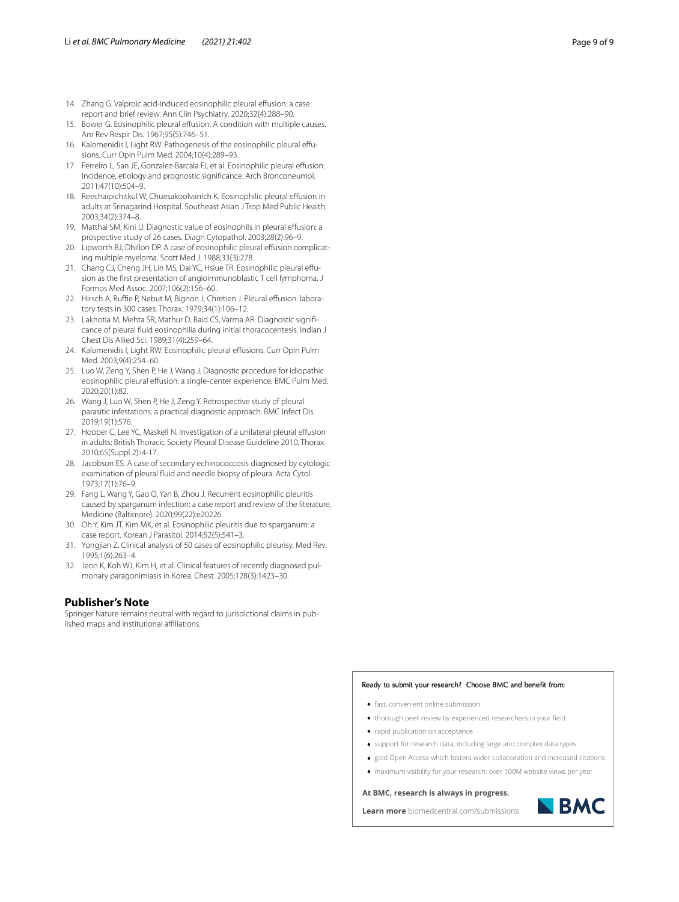14. Zhang G. Valproic acid-induced eosinophilic pleural effusion: a case report and brief review. Ann Clin Psychiatry. 2020;32(4):288–90.
15. Bower G. Eosinophilic pleural effusion. A condition with multiple causes. Am Rev Respir Dis. 1967;95(5):746–51.
16. Kalomenidis I, Light RW. Pathogenesis of the eosinophilic pleural effusions. Curr Opin Pulm Med. 2004;10(4):289–93.
17. Ferreiro L, San JE, Gonzalez-Barcala FJ, et al. Eosinophilic pleural effusion: Incidence, etiology and prognostic significance. Arch Bronconeumol. 2011;47(10):504–9.
18. Reechaipichitkul W, Chuesakoolvanich K. Eosinophilic pleural effusion in adults at Srinagarind Hospital. Southeast Asian J Trop Med Public Health. 2003;34(2):374–8.
19. Matthai SM, Kini U. Diagnostic value of eosinophils in pleural effusion: a prospective study of 26 cases. Diagn Cytopathol. 2003;28(2):96–9.
20. Lipworth BJ, Dhillon DP. A case of eosinophilic pleural effusion complicating multiple myeloma. Scott Med J. 1988;33(3):278.
21. Chang CJ, Cheng JH, Lin MS, Dai YC, Hsiue TR. Eosinophilic pleural effusion as the first presentation of angioimmunoblastic T cell lymphoma. J Formos Med Assoc. 2007;106(2):156–60.
22. Hirsch A, Ruffie P, Nebut M, Bignon J, Chretien J. Pleural effusion: laboratory tests in 300 cases. Thorax. 1979;34(1):106–12.
23. Lakhotia M, Mehta SR, Mathur D, Baid CS, Varma AR. Diagnostic significance of pleural fluid eosinophilia during initial thoracocentesis. Indian J Chest Dis Allied Sci. 1989;31(4):259–64.
24. Kalomenidis I, Light RW. Eosinophilic pleural effusions. Curr Opin Pulm Med. 2003;9(4):254–60.
25. Luo W, Zeng Y, Shen P, He J, Wang J. Diagnostic procedure for idiopathic eosinophilic pleural effusion: a single-center experience. BMC Pulm Med. 2020;20(1):82.
26. Wang J, Luo W, Shen P, He J, Zeng Y. Retrospective study of pleural parasitic infestations: a practical diagnostic approach. BMC Infect Dis. 2019;19(1):576.
27. Hooper C, Lee YC, Maskell N. Investigation of a unilateral pleural effusion in adults: British Thoracic Society Pleural Disease Guideline 2010. Thorax. 2010;65(Suppl 2):i4-17.
28. Jacobson ES. A case of secondary echinococcosis diagnosed by cytologic examination of pleural fluid and needle biopsy of pleura. Acta Cytol. 1973;17(1):76–9.
29. Fang L, Wang Y, Gao Q, Yan B, Zhou J. Recurrent eosinophilic pleuritis caused by sparganum infection: a case report and review of the literature. Medicine (Baltimore). 2020;99(22):e20226.
30. Oh Y, Kim JT, Kim MK, et al. Eosinophilic pleuritis due to sparganum: a case report. Korean J Parasitol. 2014;52(5):541–3.
31. Yongjian Z. Clinical analysis of 50 cases of eosinophilic pleurisy. Med Rev. 1995;1(6):263–4.
32. Jeon K, Koh WJ, Kim H, et al. Clinical features of recently diagnosed pulmonary paragonimiasis in Korea. Chest. 2005;128(3):1423–30.

## Publisher's Note

Springer Nature remains neutral with regard to jurisdictional claims in published maps and institutional affiliations.

Ready to submit your research? Choose BMC and benefit from:

- fast, convenient online submission
- thorough peer review by experienced researchers in your field
- rapid publication on acceptance
- support for research data, including large and complex data types
- gold Open Access which fosters wider collaboration and increased citations
- maximum visibility for your research: over 100M website views per year

**At BMC, research is always in progress.**

**Learn more** biomedcentral.com/submissions

BMC